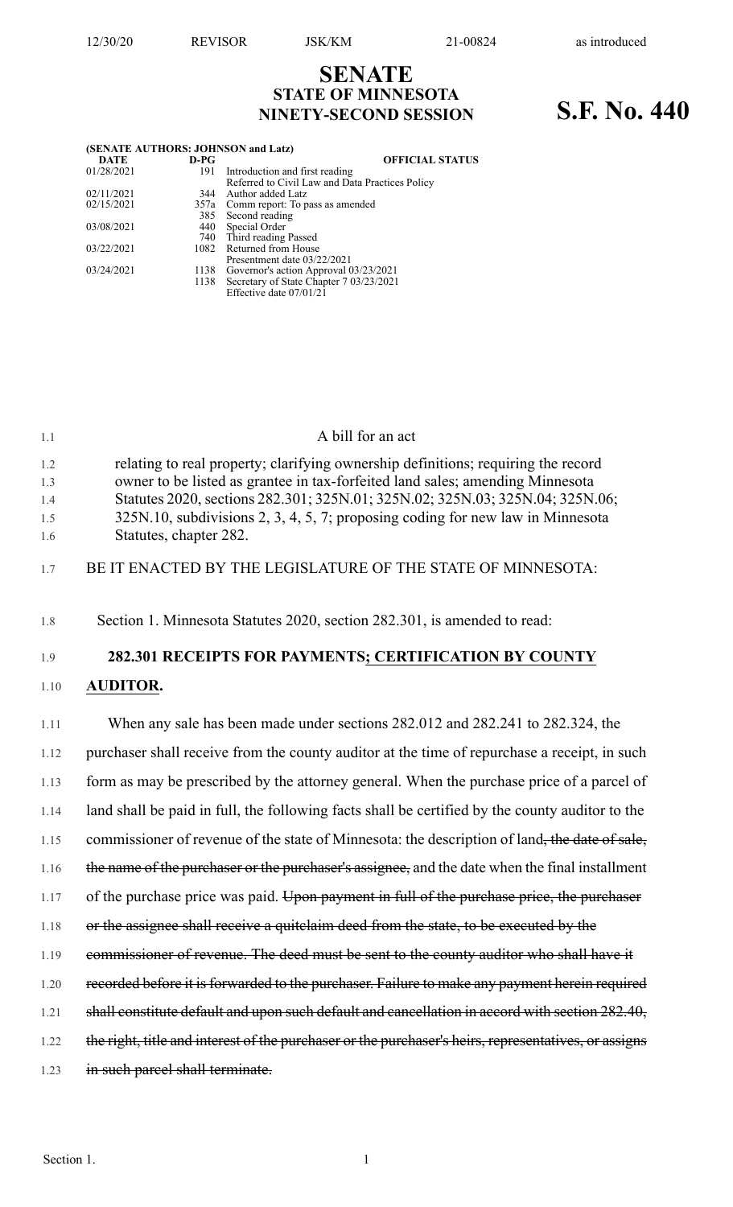# SENATE
## STATE OF MINNESOTA
## NINETY-SECOND SESSION

# S.F. No. 440

**(SENATE AUTHORS: JOHNSON and Latz)**

| DATE | D-PG | OFFICIAL STATUS |
|---|---|---|
| 01/28/2021 | 191 | Introduction and first reading<br>Referred to Civil Law and Data Practices Policy |
| 02/11/2021 | 344 | Author added Latz |
| 02/15/2021 | 357a | Comm report: To pass as amended |
| | 385 | Second reading |
| 03/08/2021 | 440 | Special Order |
| | 740 | Third reading Passed |
| 03/22/2021 | 1082 | Returned from House<br>Presentment date 03/22/2021 |
| 03/24/2021 | 1138 | Governor's action Approval 03/23/2021 |
| | 1138 | Secretary of State Chapter 7 03/23/2021<br>Effective date 07/01/21 |

A bill for an act

relating to real property; clarifying ownership definitions; requiring the record owner to be listed as grantee in tax-forfeited land sales; amending Minnesota Statutes 2020, sections 282.301; 325N.01; 325N.02; 325N.03; 325N.04; 325N.06; 325N.10, subdivisions 2, 3, 4, 5, 7; proposing coding for new law in Minnesota Statutes, chapter 282.

BE IT ENACTED BY THE LEGISLATURE OF THE STATE OF MINNESOTA:

Section 1. Minnesota Statutes 2020, section 282.301, is amended to read:

**282.301 RECEIPTS FOR PAYMENTS; CERTIFICATION BY COUNTY AUDITOR.**

When any sale has been made under sections 282.012 and 282.241 to 282.324, the purchaser shall receive from the county auditor at the time of repurchase a receipt, in such form as may be prescribed by the attorney general. When the purchase price of a parcel of land shall be paid in full, the following facts shall be certified by the county auditor to the commissioner of revenue of the state of Minnesota: the description of land~~, the date of sale, the name of the purchaser or the purchaser's assignee,~~ and the date when the final installment of the purchase price was paid. ~~Upon payment in full of the purchase price, the purchaser or the assignee shall receive a quitclaim deed from the state, to be executed by the commissioner of revenue. The deed must be sent to the county auditor who shall have it recorded before it is forwarded to the purchaser. Failure to make any payment herein required shall constitute default and upon such default and cancellation in accord with section 282.40, the right, title and interest of the purchaser or the purchaser's heirs, representatives, or assigns in such parcel shall terminate.~~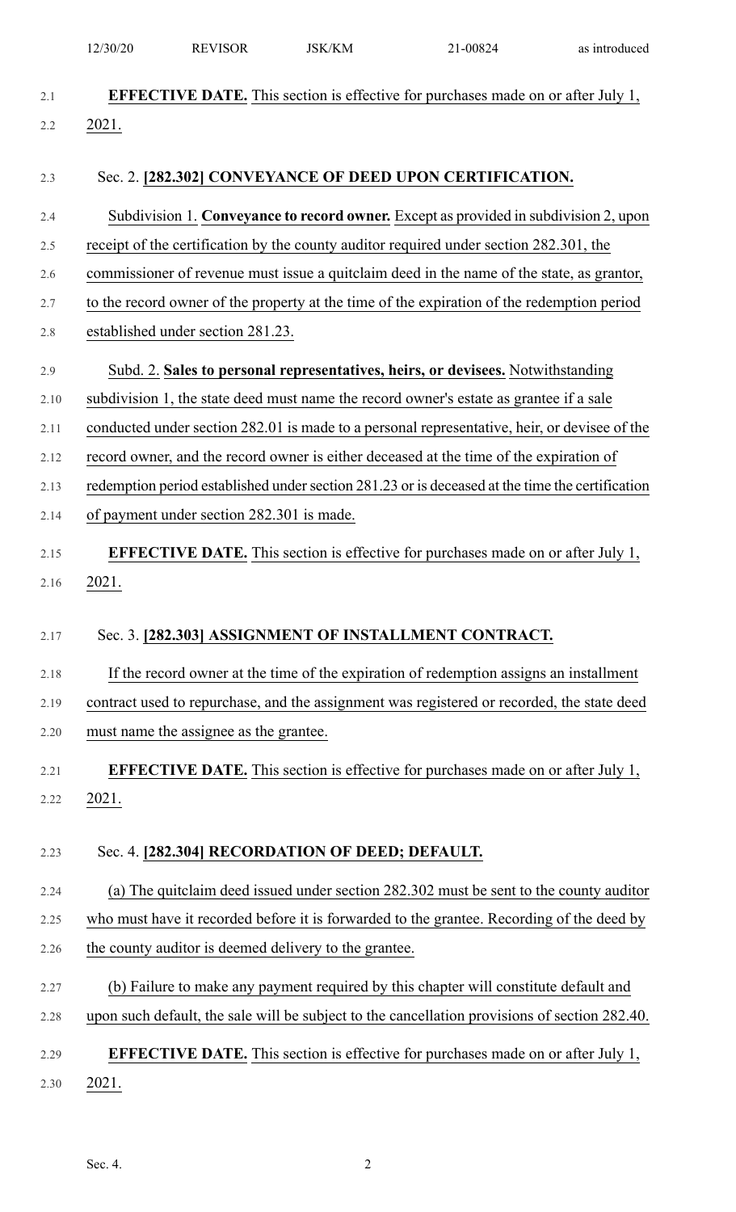**EFFECTIVE DATE.** This section is effective for purchases made on or after July 1, 2021.

Sec. 2. **[282.302] CONVEYANCE OF DEED UPON CERTIFICATION.**

Subdivision 1. **Conveyance to record owner.** Except as provided in subdivision 2, upon receipt of the certification by the county auditor required under section 282.301, the commissioner of revenue must issue a quitclaim deed in the name of the state, as grantor, to the record owner of the property at the time of the expiration of the redemption period established under section 281.23.

Subd. 2. **Sales to personal representatives, heirs, or devisees.** Notwithstanding subdivision 1, the state deed must name the record owner's estate as grantee if a sale conducted under section 282.01 is made to a personal representative, heir, or devisee of the record owner, and the record owner is either deceased at the time of the expiration of redemption period established under section 281.23 or is deceased at the time the certification of payment under section 282.301 is made.

**EFFECTIVE DATE.** This section is effective for purchases made on or after July 1, 2021.

Sec. 3. **[282.303] ASSIGNMENT OF INSTALLMENT CONTRACT.**

If the record owner at the time of the expiration of redemption assigns an installment contract used to repurchase, and the assignment was registered or recorded, the state deed must name the assignee as the grantee.

**EFFECTIVE DATE.** This section is effective for purchases made on or after July 1, 2021.

Sec. 4. **[282.304] RECORDATION OF DEED; DEFAULT.**

(a) The quitclaim deed issued under section 282.302 must be sent to the county auditor who must have it recorded before it is forwarded to the grantee. Recording of the deed by the county auditor is deemed delivery to the grantee.

(b) Failure to make any payment required by this chapter will constitute default and upon such default, the sale will be subject to the cancellation provisions of section 282.40.

**EFFECTIVE DATE.** This section is effective for purchases made on or after July 1, 2021.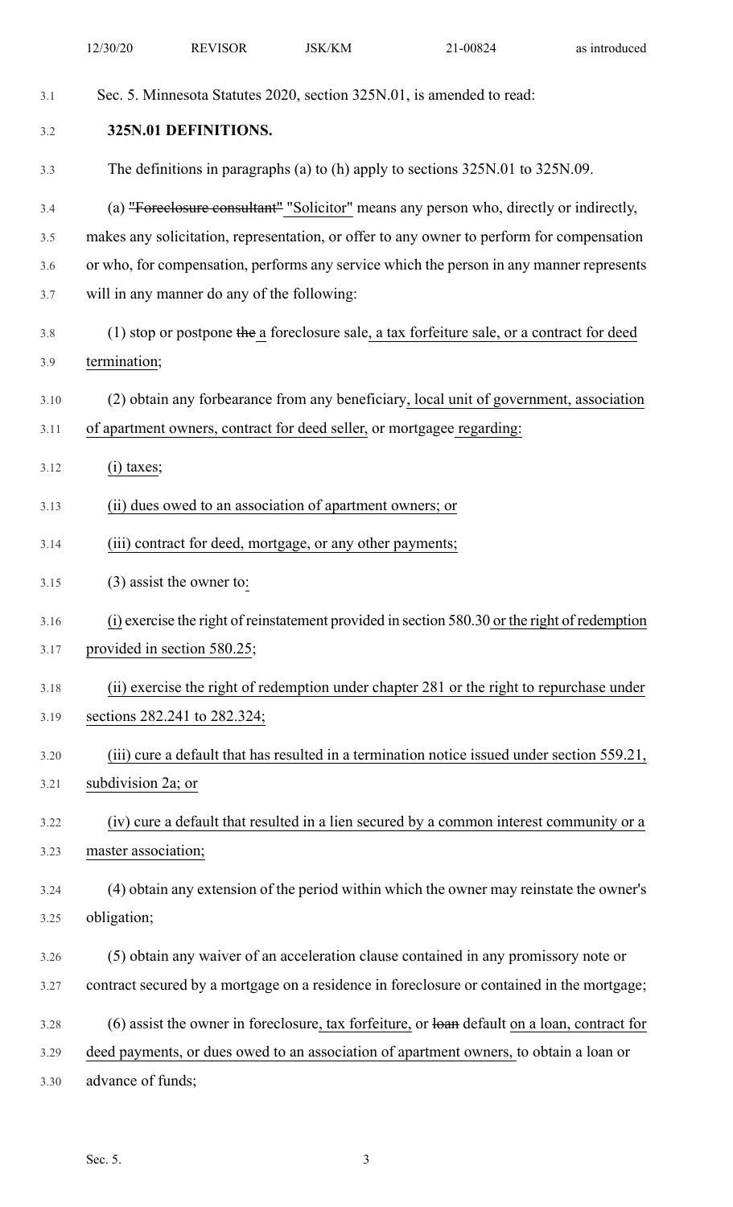Sec. 5. Minnesota Statutes 2020, section 325N.01, is amended to read:

**325N.01 DEFINITIONS.**

The definitions in paragraphs (a) to (h) apply to sections 325N.01 to 325N.09.

(a) ~~"Foreclosure consultant"~~ "Solicitor" means any person who, directly or indirectly, makes any solicitation, representation, or offer to any owner to perform for compensation or who, for compensation, performs any service which the person in any manner represents will in any manner do any of the following:

(1) stop or postpone ~~the~~ a foreclosure sale, a tax forfeiture sale, or a contract for deed termination;

(2) obtain any forbearance from any beneficiary, local unit of government, association of apartment owners, contract for deed seller, or mortgagee regarding:

(i) taxes;

(ii) dues owed to an association of apartment owners; or

(iii) contract for deed, mortgage, or any other payments;

(3) assist the owner to:

(i) exercise the right of reinstatement provided in section 580.30 or the right of redemption provided in section 580.25;

(ii) exercise the right of redemption under chapter 281 or the right to repurchase under sections 282.241 to 282.324;

(iii) cure a default that has resulted in a termination notice issued under section 559.21, subdivision 2a; or

(iv) cure a default that resulted in a lien secured by a common interest community or a master association;

(4) obtain any extension of the period within which the owner may reinstate the owner's obligation;

(5) obtain any waiver of an acceleration clause contained in any promissory note or contract secured by a mortgage on a residence in foreclosure or contained in the mortgage;

(6) assist the owner in foreclosure, tax forfeiture, or ~~loan~~ default on a loan, contract for deed payments, or dues owed to an association of apartment owners, to obtain a loan or advance of funds;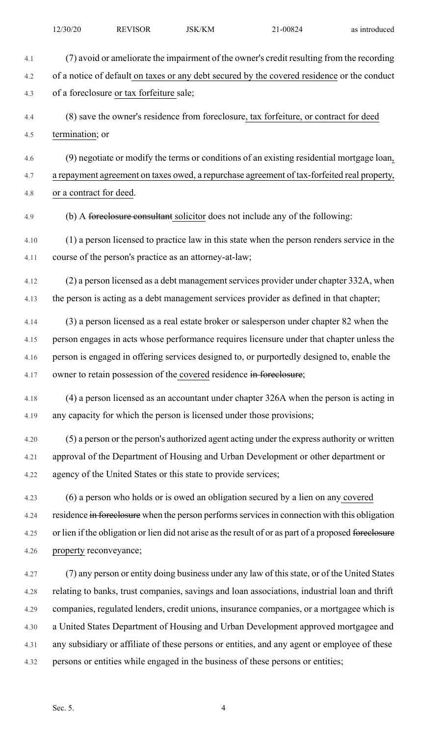(7) avoid or ameliorate the impairment of the owner's credit resulting from the recording of a notice of default on taxes or any debt secured by the covered residence or the conduct of a foreclosure or tax forfeiture sale;

(8) save the owner's residence from foreclosure, tax forfeiture, or contract for deed termination; or

(9) negotiate or modify the terms or conditions of an existing residential mortgage loan, a repayment agreement on taxes owed, a repurchase agreement of tax-forfeited real property, or a contract for deed.

(b) A ~~foreclosure consultant~~ solicitor does not include any of the following:

(1) a person licensed to practice law in this state when the person renders service in the course of the person's practice as an attorney-at-law;

(2) a person licensed as a debt management services provider under chapter 332A, when the person is acting as a debt management services provider as defined in that chapter;

(3) a person licensed as a real estate broker or salesperson under chapter 82 when the person engages in acts whose performance requires licensure under that chapter unless the person is engaged in offering services designed to, or purportedly designed to, enable the owner to retain possession of the covered residence ~~in foreclosure~~;

(4) a person licensed as an accountant under chapter 326A when the person is acting in any capacity for which the person is licensed under those provisions;

(5) a person or the person's authorized agent acting under the express authority or written approval of the Department of Housing and Urban Development or other department or agency of the United States or this state to provide services;

(6) a person who holds or is owed an obligation secured by a lien on any covered residence ~~in foreclosure~~ when the person performs services in connection with this obligation or lien if the obligation or lien did not arise as the result of or as part of a proposed ~~foreclosure~~ property reconveyance;

(7) any person or entity doing business under any law of this state, or of the United States relating to banks, trust companies, savings and loan associations, industrial loan and thrift companies, regulated lenders, credit unions, insurance companies, or a mortgagee which is a United States Department of Housing and Urban Development approved mortgagee and any subsidiary or affiliate of these persons or entities, and any agent or employee of these persons or entities while engaged in the business of these persons or entities;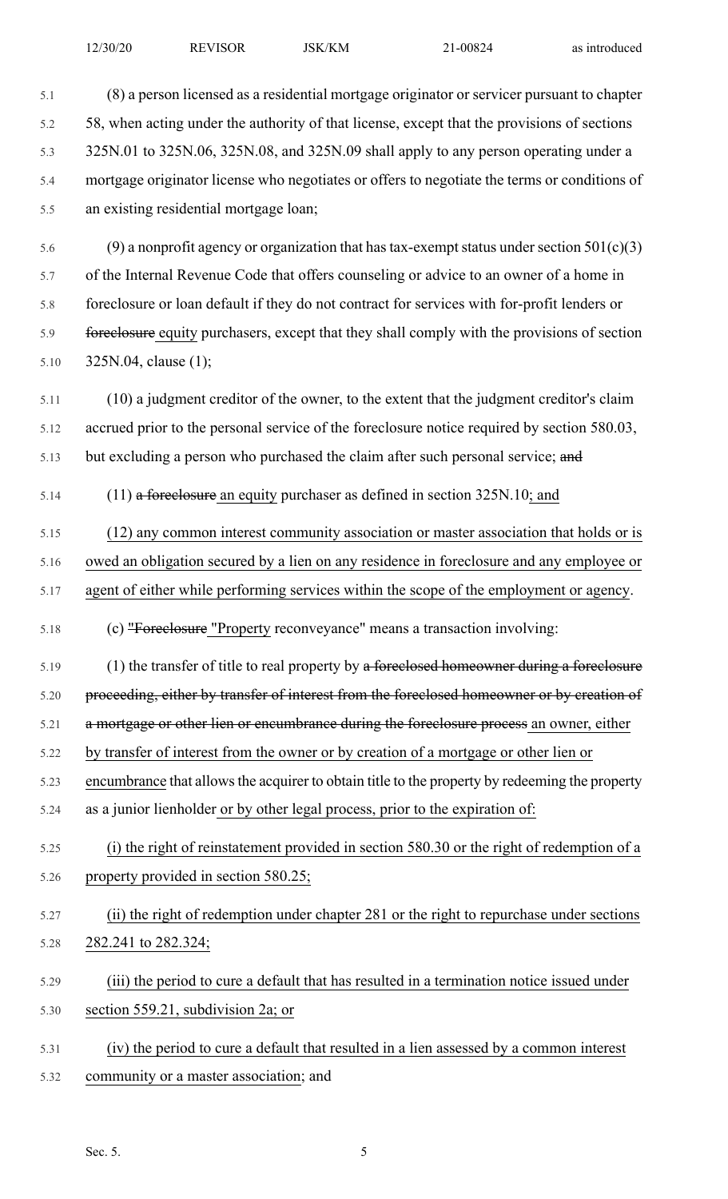(8) a person licensed as a residential mortgage originator or servicer pursuant to chapter 58, when acting under the authority of that license, except that the provisions of sections 325N.01 to 325N.06, 325N.08, and 325N.09 shall apply to any person operating under a mortgage originator license who negotiates or offers to negotiate the terms or conditions of an existing residential mortgage loan;

(9) a nonprofit agency or organization that has tax-exempt status under section 501(c)(3) of the Internal Revenue Code that offers counseling or advice to an owner of a home in foreclosure or loan default if they do not contract for services with for-profit lenders or ~~foreclosure~~ equity purchasers, except that they shall comply with the provisions of section 325N.04, clause (1);

(10) a judgment creditor of the owner, to the extent that the judgment creditor's claim accrued prior to the personal service of the foreclosure notice required by section 580.03, but excluding a person who purchased the claim after such personal service; ~~and~~

(11) ~~a foreclosure~~ an equity purchaser as defined in section 325N.10; and

(12) any common interest community association or master association that holds or is owed an obligation secured by a lien on any residence in foreclosure and any employee or agent of either while performing services within the scope of the employment or agency.

(c) ~~"Foreclosure~~ "Property reconveyance" means a transaction involving:

(1) the transfer of title to real property by ~~a foreclosed homeowner during a foreclosure proceeding, either by transfer of interest from the foreclosed homeowner or by creation of a mortgage or other lien or encumbrance during the foreclosure process~~ an owner, either by transfer of interest from the owner or by creation of a mortgage or other lien or encumbrance that allows the acquirer to obtain title to the property by redeeming the property as a junior lienholder or by other legal process, prior to the expiration of:

(i) the right of reinstatement provided in section 580.30 or the right of redemption of a property provided in section 580.25;

(ii) the right of redemption under chapter 281 or the right to repurchase under sections 282.241 to 282.324;

(iii) the period to cure a default that has resulted in a termination notice issued under section 559.21, subdivision 2a; or

(iv) the period to cure a default that resulted in a lien assessed by a common interest community or a master association; and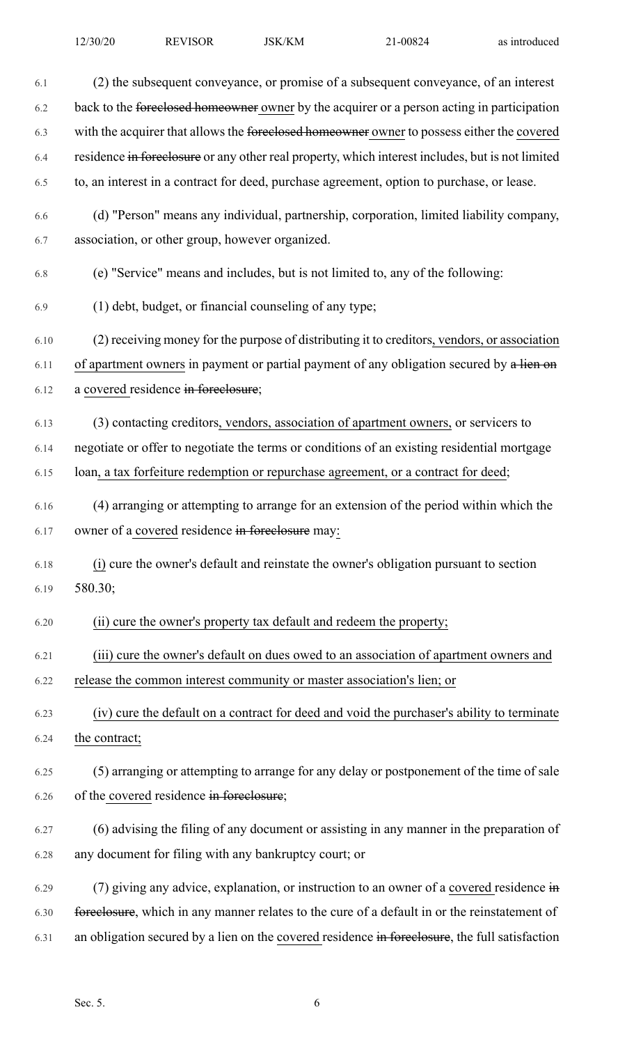(2) the subsequent conveyance, or promise of a subsequent conveyance, of an interest back to the ~~foreclosed homeowner~~ owner by the acquirer or a person acting in participation with the acquirer that allows the ~~foreclosed homeowner~~ owner to possess either the covered residence ~~in foreclosure~~ or any other real property, which interest includes, but is not limited to, an interest in a contract for deed, purchase agreement, option to purchase, or lease.

(d) "Person" means any individual, partnership, corporation, limited liability company, association, or other group, however organized.

(e) "Service" means and includes, but is not limited to, any of the following:

(1) debt, budget, or financial counseling of any type;

(2) receiving money for the purpose of distributing it to creditors, vendors, or association of apartment owners in payment or partial payment of any obligation secured by ~~a lien on~~ a covered residence ~~in foreclosure~~;

(3) contacting creditors, vendors, association of apartment owners, or servicers to negotiate or offer to negotiate the terms or conditions of an existing residential mortgage loan, a tax forfeiture redemption or repurchase agreement, or a contract for deed;

(4) arranging or attempting to arrange for an extension of the period within which the owner of a covered residence ~~in foreclosure~~ may:

(i) cure the owner's default and reinstate the owner's obligation pursuant to section 580.30;

(ii) cure the owner's property tax default and redeem the property;

(iii) cure the owner's default on dues owed to an association of apartment owners and release the common interest community or master association's lien; or

(iv) cure the default on a contract for deed and void the purchaser's ability to terminate the contract;

(5) arranging or attempting to arrange for any delay or postponement of the time of sale of the covered residence ~~in foreclosure~~;

(6) advising the filing of any document or assisting in any manner in the preparation of any document for filing with any bankruptcy court; or

(7) giving any advice, explanation, or instruction to an owner of a covered residence ~~in foreclosure~~, which in any manner relates to the cure of a default in or the reinstatement of an obligation secured by a lien on the covered residence ~~in foreclosure~~, the full satisfaction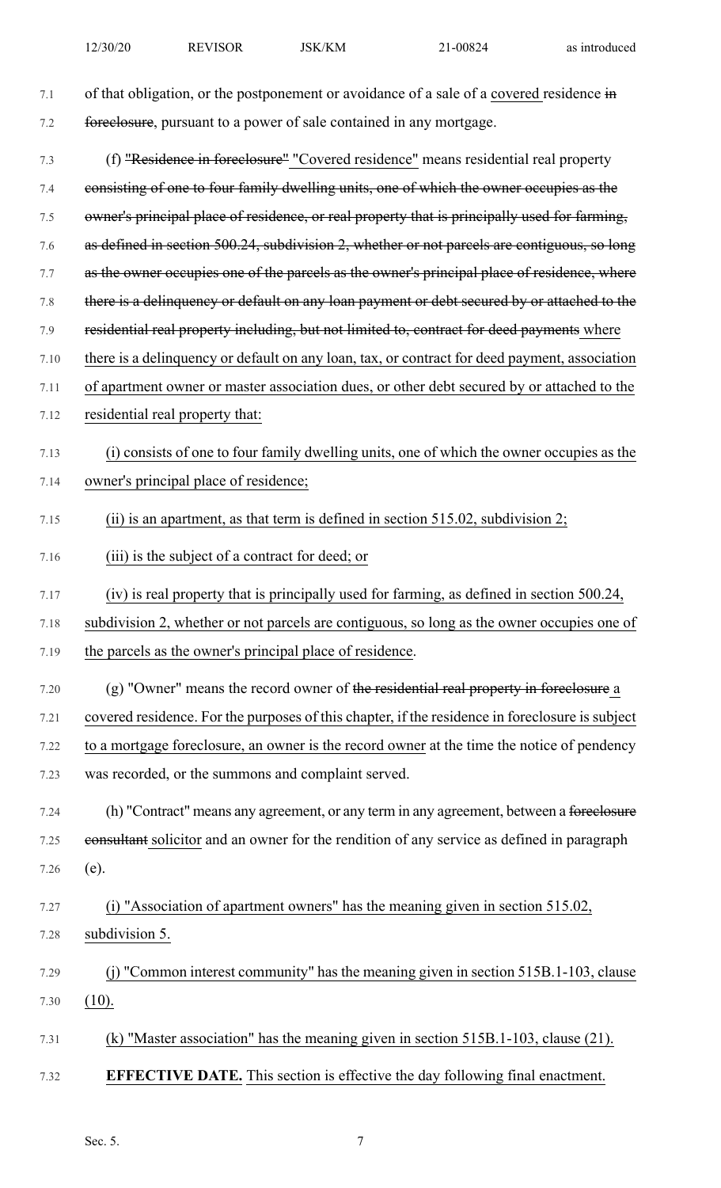of that obligation, or the postponement or avoidance of a sale of a covered residence ~~in foreclosure~~, pursuant to a power of sale contained in any mortgage.

(f) ~~"Residence in foreclosure"~~ "Covered residence" means residential real property ~~consisting of one to four family dwelling units, one of which the owner occupies as the owner's principal place of residence, or real property that is principally used for farming, as defined in section 500.24, subdivision 2, whether or not parcels are contiguous, so long as the owner occupies one of the parcels as the owner's principal place of residence, where there is a delinquency or default on any loan payment or debt secured by or attached to the residential real property including, but not limited to, contract for deed payments~~ where there is a delinquency or default on any loan, tax, or contract for deed payment, association of apartment owner or master association dues, or other debt secured by or attached to the residential real property that:

(i) consists of one to four family dwelling units, one of which the owner occupies as the owner's principal place of residence;

(ii) is an apartment, as that term is defined in section 515.02, subdivision 2;

(iii) is the subject of a contract for deed; or

(iv) is real property that is principally used for farming, as defined in section 500.24, subdivision 2, whether or not parcels are contiguous, so long as the owner occupies one of the parcels as the owner's principal place of residence.

(g) "Owner" means the record owner of ~~the residential real property in foreclosure~~ a covered residence. For the purposes of this chapter, if the residence in foreclosure is subject to a mortgage foreclosure, an owner is the record owner at the time the notice of pendency was recorded, or the summons and complaint served.

(h) "Contract" means any agreement, or any term in any agreement, between a ~~foreclosure consultant~~ solicitor and an owner for the rendition of any service as defined in paragraph (e).

(i) "Association of apartment owners" has the meaning given in section 515.02, subdivision 5.

(j) "Common interest community" has the meaning given in section 515B.1-103, clause (10).

(k) "Master association" has the meaning given in section 515B.1-103, clause (21).

**EFFECTIVE DATE.** This section is effective the day following final enactment.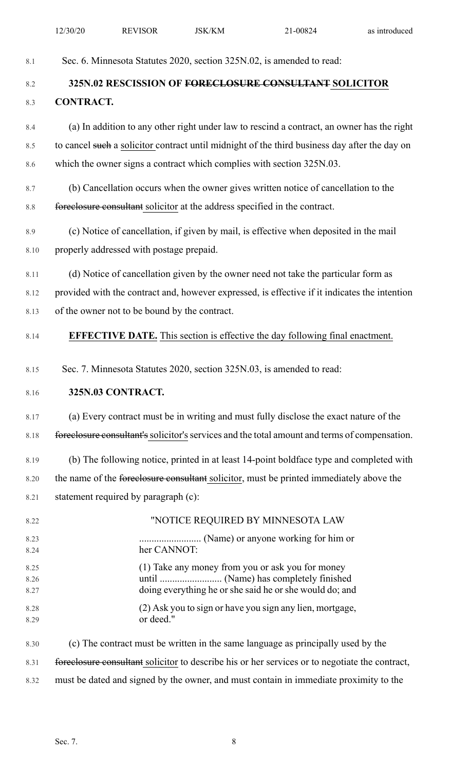Sec. 6. Minnesota Statutes 2020, section 325N.02, is amended to read:

**325N.02 RESCISSION OF ~~FORECLOSURE CONSULTANT~~ SOLICITOR CONTRACT.**

(a) In addition to any other right under law to rescind a contract, an owner has the right to cancel ~~such~~ a solicitor contract until midnight of the third business day after the day on which the owner signs a contract which complies with section 325N.03.

(b) Cancellation occurs when the owner gives written notice of cancellation to the ~~foreclosure consultant~~ solicitor at the address specified in the contract.

(c) Notice of cancellation, if given by mail, is effective when deposited in the mail properly addressed with postage prepaid.

(d) Notice of cancellation given by the owner need not take the particular form as provided with the contract and, however expressed, is effective if it indicates the intention of the owner not to be bound by the contract.

**EFFECTIVE DATE.** This section is effective the day following final enactment.

Sec. 7. Minnesota Statutes 2020, section 325N.03, is amended to read:

**325N.03 CONTRACT.**

(a) Every contract must be in writing and must fully disclose the exact nature of the ~~foreclosure consultant's~~ solicitor's services and the total amount and terms of compensation.

(b) The following notice, printed in at least 14-point boldface type and completed with the name of the ~~foreclosure consultant~~ solicitor, must be printed immediately above the statement required by paragraph (c):

"NOTICE REQUIRED BY MINNESOTA LAW

......................... (Name) or anyone working for him or her CANNOT:

(1) Take any money from you or ask you for money until ......................... (Name) has completely finished doing everything he or she said he or she would do; and

(2) Ask you to sign or have you sign any lien, mortgage, or deed."

(c) The contract must be written in the same language as principally used by the ~~foreclosure consultant~~ solicitor to describe his or her services or to negotiate the contract, must be dated and signed by the owner, and must contain in immediate proximity to the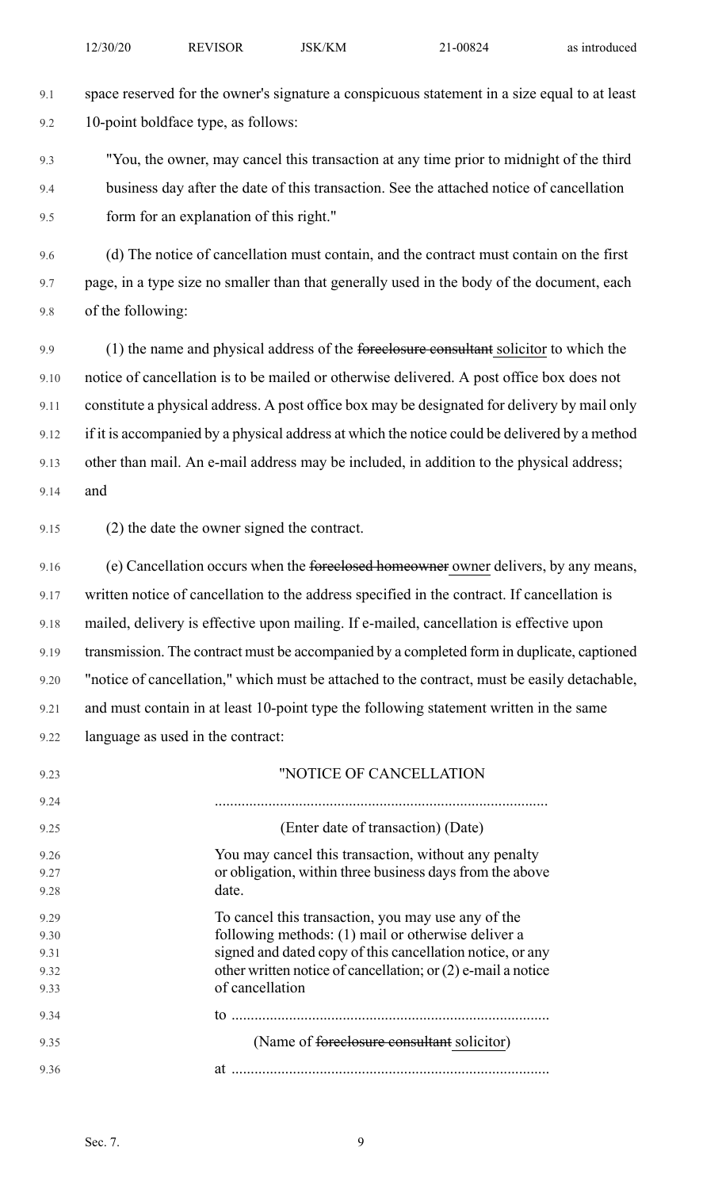space reserved for the owner's signature a conspicuous statement in a size equal to at least 10-point boldface type, as follows:

"You, the owner, may cancel this transaction at any time prior to midnight of the third business day after the date of this transaction. See the attached notice of cancellation form for an explanation of this right."

(d) The notice of cancellation must contain, and the contract must contain on the first page, in a type size no smaller than that generally used in the body of the document, each of the following:

(1) the name and physical address of the ~~foreclosure consultant~~ solicitor to which the notice of cancellation is to be mailed or otherwise delivered. A post office box does not constitute a physical address. A post office box may be designated for delivery by mail only if it is accompanied by a physical address at which the notice could be delivered by a method other than mail. An e-mail address may be included, in addition to the physical address; and

(2) the date the owner signed the contract.

(e) Cancellation occurs when the ~~foreclosed homeowner~~ owner delivers, by any means, written notice of cancellation to the address specified in the contract. If cancellation is mailed, delivery is effective upon mailing. If e-mailed, cancellation is effective upon transmission. The contract must be accompanied by a completed form in duplicate, captioned "notice of cancellation," which must be attached to the contract, must be easily detachable, and must contain in at least 10-point type the following statement written in the same language as used in the contract:

"NOTICE OF CANCELLATION

..........................................................................................

(Enter date of transaction) (Date)

You may cancel this transaction, without any penalty or obligation, within three business days from the above date.

To cancel this transaction, you may use any of the following methods: (1) mail or otherwise deliver a signed and dated copy of this cancellation notice, or any other written notice of cancellation; or (2) e-mail a notice of cancellation

to ..................................................................................

(Name of ~~foreclosure consultant~~ solicitor)

at ..................................................................................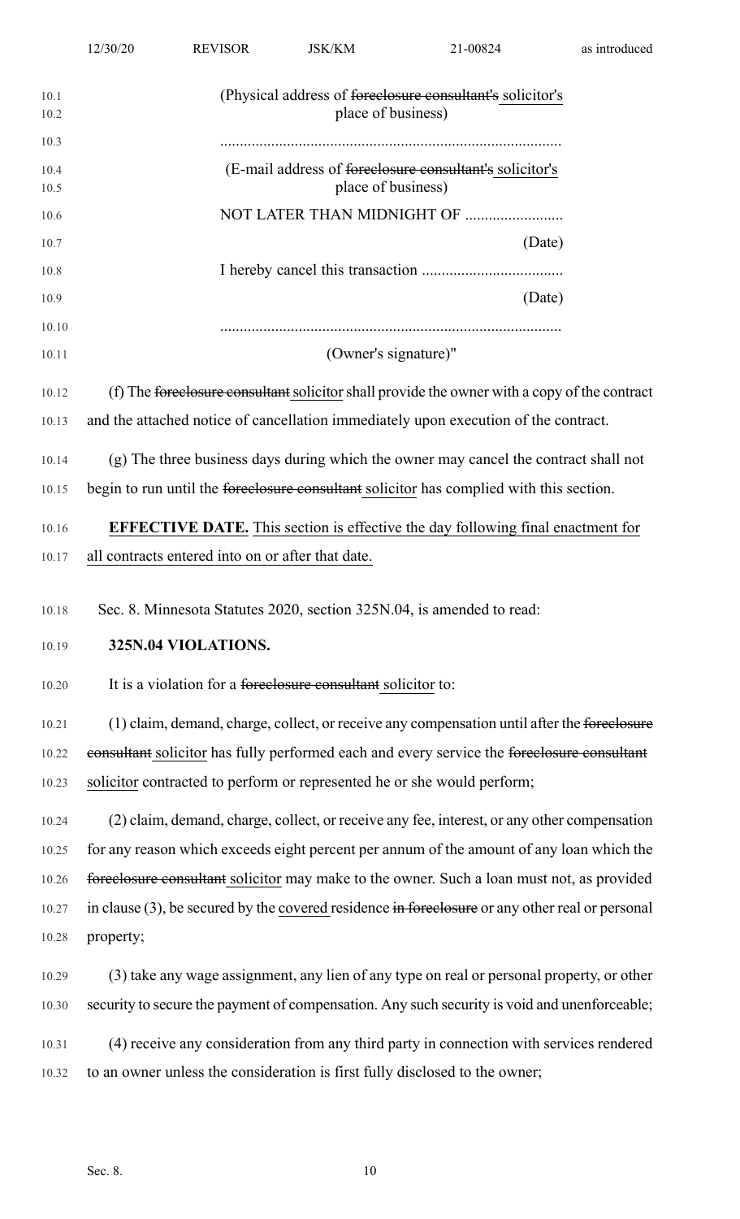(Physical address of ~~foreclosure consultant's~~ solicitor's place of business)

.......................................................................................

(E-mail address of ~~foreclosure consultant's~~ solicitor's place of business)

NOT LATER THAN MIDNIGHT OF .........................

(Date)

I hereby cancel this transaction ....................................

(Date)

.......................................................................................

(Owner's signature)"

(f) The ~~foreclosure consultant~~ solicitor shall provide the owner with a copy of the contract and the attached notice of cancellation immediately upon execution of the contract.

(g) The three business days during which the owner may cancel the contract shall not begin to run until the ~~foreclosure consultant~~ solicitor has complied with this section.

**EFFECTIVE DATE.** This section is effective the day following final enactment for all contracts entered into on or after that date.

Sec. 8. Minnesota Statutes 2020, section 325N.04, is amended to read:

**325N.04 VIOLATIONS.**

It is a violation for a ~~foreclosure consultant~~ solicitor to:

(1) claim, demand, charge, collect, or receive any compensation until after the ~~foreclosure consultant~~ solicitor has fully performed each and every service the ~~foreclosure consultant~~ solicitor contracted to perform or represented he or she would perform;

(2) claim, demand, charge, collect, or receive any fee, interest, or any other compensation for any reason which exceeds eight percent per annum of the amount of any loan which the ~~foreclosure consultant~~ solicitor may make to the owner. Such a loan must not, as provided in clause (3), be secured by the covered residence ~~in foreclosure~~ or any other real or personal property;

(3) take any wage assignment, any lien of any type on real or personal property, or other security to secure the payment of compensation. Any such security is void and unenforceable;

(4) receive any consideration from any third party in connection with services rendered to an owner unless the consideration is first fully disclosed to the owner;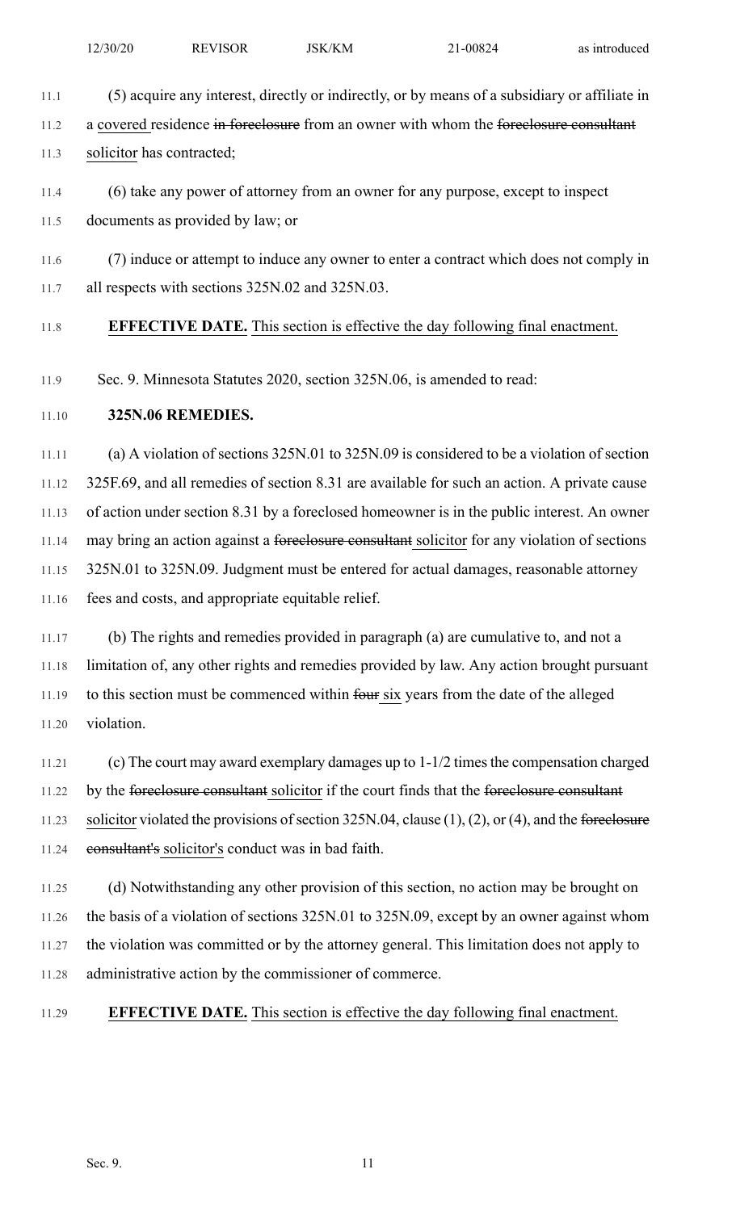(5) acquire any interest, directly or indirectly, or by means of a subsidiary or affiliate in a covered residence ~~in foreclosure~~ from an owner with whom the ~~foreclosure consultant~~ solicitor has contracted;

(6) take any power of attorney from an owner for any purpose, except to inspect documents as provided by law; or

(7) induce or attempt to induce any owner to enter a contract which does not comply in all respects with sections 325N.02 and 325N.03.

**EFFECTIVE DATE.** This section is effective the day following final enactment.

Sec. 9. Minnesota Statutes 2020, section 325N.06, is amended to read:

**325N.06 REMEDIES.**

(a) A violation of sections 325N.01 to 325N.09 is considered to be a violation of section 325F.69, and all remedies of section 8.31 are available for such an action. A private cause of action under section 8.31 by a foreclosed homeowner is in the public interest. An owner may bring an action against a ~~foreclosure consultant~~ solicitor for any violation of sections 325N.01 to 325N.09. Judgment must be entered for actual damages, reasonable attorney fees and costs, and appropriate equitable relief.

(b) The rights and remedies provided in paragraph (a) are cumulative to, and not a limitation of, any other rights and remedies provided by law. Any action brought pursuant to this section must be commenced within ~~four~~ six years from the date of the alleged violation.

(c) The court may award exemplary damages up to 1-1/2 times the compensation charged by the ~~foreclosure consultant~~ solicitor if the court finds that the ~~foreclosure consultant~~ solicitor violated the provisions of section 325N.04, clause (1), (2), or (4), and the ~~foreclosure consultant's~~ solicitor's conduct was in bad faith.

(d) Notwithstanding any other provision of this section, no action may be brought on the basis of a violation of sections 325N.01 to 325N.09, except by an owner against whom the violation was committed or by the attorney general. This limitation does not apply to administrative action by the commissioner of commerce.

**EFFECTIVE DATE.** This section is effective the day following final enactment.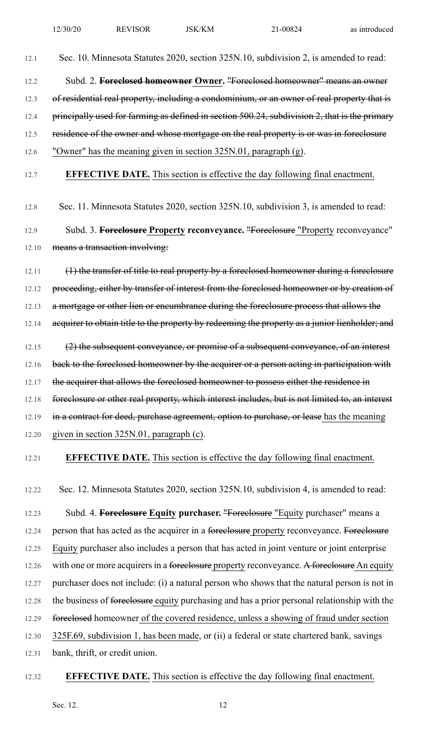Sec. 10. Minnesota Statutes 2020, section 325N.10, subdivision 2, is amended to read:

Subd. 2. ~~**Foreclosed homeowner**~~ **Owner.** ~~"Foreclosed homeowner" means an owner of residential real property, including a condominium, or an owner of real property that is principally used for farming as defined in section 500.24, subdivision 2, that is the primary residence of the owner and whose mortgage on the real property is or was in foreclosure~~ "Owner" has the meaning given in section 325N.01, paragraph (g).

**EFFECTIVE DATE.** This section is effective the day following final enactment.

Sec. 11. Minnesota Statutes 2020, section 325N.10, subdivision 3, is amended to read:

Subd. 3. ~~**Foreclosure**~~ **Property reconveyance.** ~~"Foreclosure~~ "Property reconveyance" ~~means a transaction involving:~~

~~(1) the transfer of title to real property by a foreclosed homeowner during a foreclosure proceeding, either by transfer of interest from the foreclosed homeowner or by creation of a mortgage or other lien or encumbrance during the foreclosure process that allows the acquirer to obtain title to the property by redeeming the property as a junior lienholder; and~~

~~(2) the subsequent conveyance, or promise of a subsequent conveyance, of an interest back to the foreclosed homeowner by the acquirer or a person acting in participation with the acquirer that allows the foreclosed homeowner to possess either the residence in foreclosure or other real property, which interest includes, but is not limited to, an interest in a contract for deed, purchase agreement, option to purchase, or lease~~ has the meaning given in section 325N.01, paragraph (c).

**EFFECTIVE DATE.** This section is effective the day following final enactment.

Sec. 12. Minnesota Statutes 2020, section 325N.10, subdivision 4, is amended to read:

Subd. 4. ~~**Foreclosure**~~ **Equity purchaser.** ~~"Foreclosure~~ "Equity purchaser" means a person that has acted as the acquirer in a ~~foreclosure~~ property reconveyance. ~~Foreclosure~~ Equity purchaser also includes a person that has acted in joint venture or joint enterprise with one or more acquirers in a ~~foreclosure~~ property reconveyance. ~~A foreclosure~~ An equity purchaser does not include: (i) a natural person who shows that the natural person is not in the business of ~~foreclosure~~ equity purchasing and has a prior personal relationship with the ~~foreclosed~~ homeowner of the covered residence, unless a showing of fraud under section 325F.69, subdivision 1, has been made, or (ii) a federal or state chartered bank, savings bank, thrift, or credit union.

**EFFECTIVE DATE.** This section is effective the day following final enactment.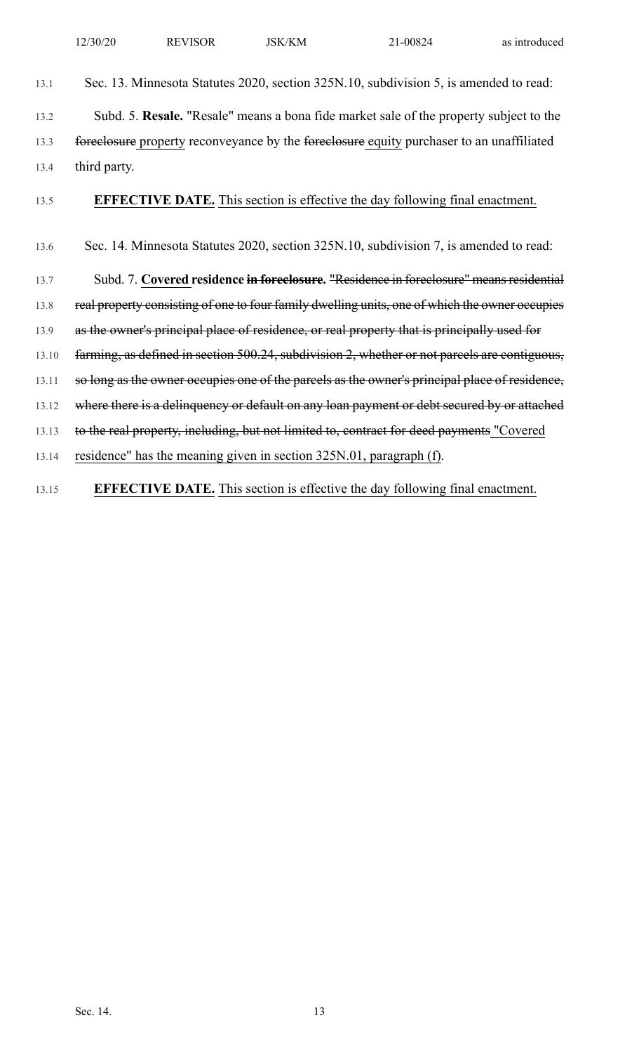Sec. 13. Minnesota Statutes 2020, section 325N.10, subdivision 5, is amended to read:

Subd. 5. **Resale.** "Resale" means a bona fide market sale of the property subject to the ~~foreclosure~~ property reconveyance by the ~~foreclosure~~ equity purchaser to an unaffiliated third party.

**EFFECTIVE DATE.** This section is effective the day following final enactment.

Sec. 14. Minnesota Statutes 2020, section 325N.10, subdivision 7, is amended to read:

Subd. 7. **Covered residence ~~in foreclosure~~.** ~~"Residence in foreclosure" means residential real property consisting of one to four family dwelling units, one of which the owner occupies as the owner's principal place of residence, or real property that is principally used for farming, as defined in section 500.24, subdivision 2, whether or not parcels are contiguous, so long as the owner occupies one of the parcels as the owner's principal place of residence, where there is a delinquency or default on any loan payment or debt secured by or attached to the real property, including, but not limited to, contract for deed payments~~ "Covered residence" has the meaning given in section 325N.01, paragraph (f).

**EFFECTIVE DATE.** This section is effective the day following final enactment.